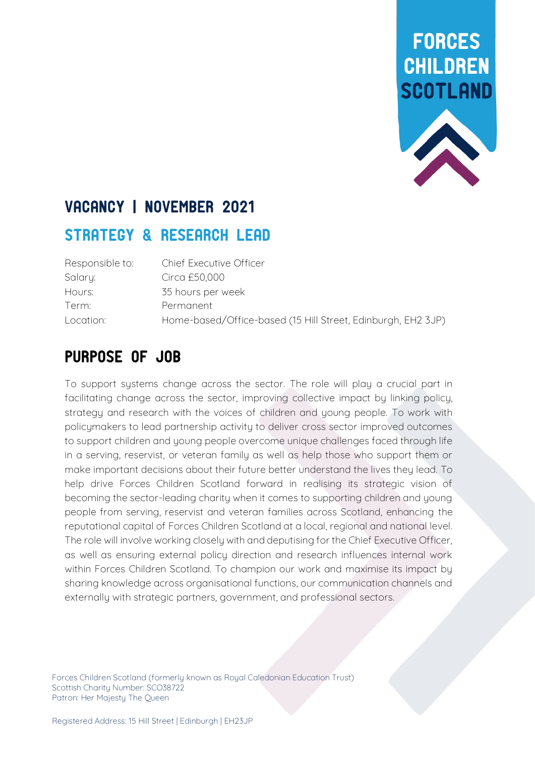FORCES CHILDREN SCOTLAND

# VACANCY | NOVEMBER 2021

## STRATEGY & RESEARCH LEAD

| | |
|---|---|
| Responsible to: | Chief Executive Officer |
| Salary: | Circa £50,000 |
| Hours: | 35 hours per week |
| Term: | Permanent |
| Location: | Home-based/Office-based (15 Hill Street, Edinburgh, EH2 3JP) |

## PURPOSE OF JOB

To support systems change across the sector. The role will play a crucial part in facilitating change across the sector, improving collective impact by linking policy, strategy and research with the voices of children and young people. To work with policymakers to lead partnership activity to deliver cross sector improved outcomes to support children and young people overcome unique challenges faced through life in a serving, reservist, or veteran family as well as help those who support them or make important decisions about their future better understand the lives they lead. To help drive Forces Children Scotland forward in realising its strategic vision of becoming the sector-leading charity when it comes to supporting children and young people from serving, reservist and veteran families across Scotland, enhancing the reputational capital of Forces Children Scotland at a local, regional and national level. The role will involve working closely with and deputising for the Chief Executive Officer, as well as ensuring external policy direction and research influences internal work within Forces Children Scotland. To champion our work and maximise its impact by sharing knowledge across organisational functions, our communication channels and externally with strategic partners, government, and professional sectors.

Forces Children Scotland (formerly known as Royal Caledonian Education Trust)
Scottish Charity Number: SCO38722
Patron: Her Majesty The Queen

Registered Address: 15 Hill Street | Edinburgh | EH23JP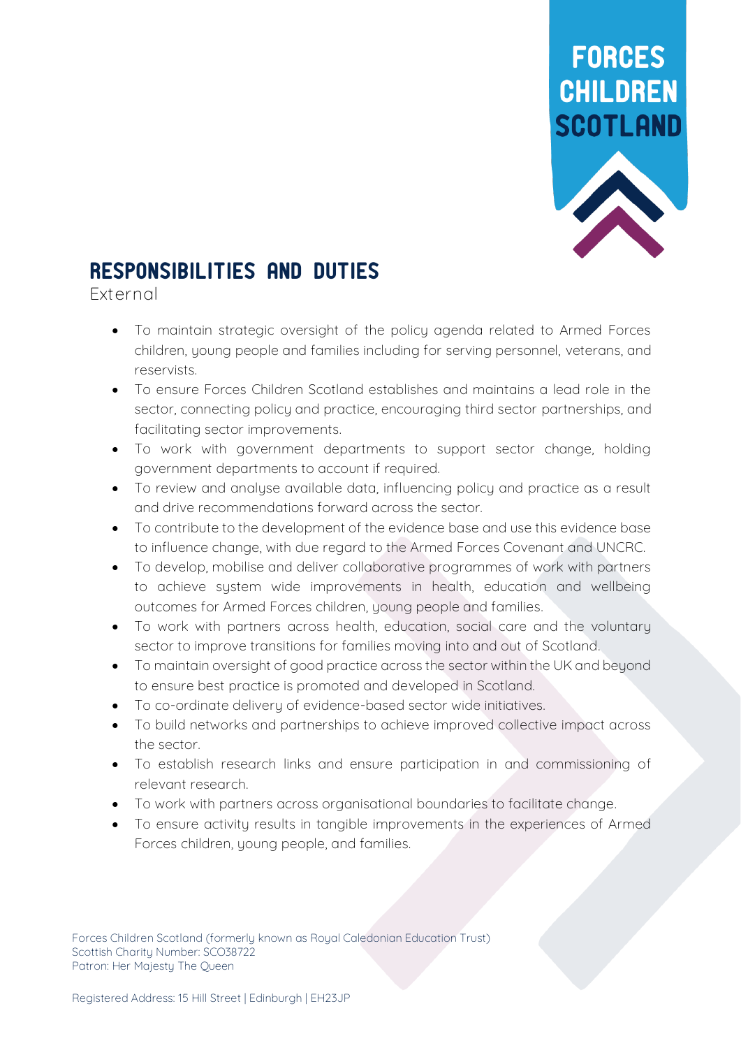# Responsibilities and Duties

External

- To maintain strategic oversight of the policy agenda related to Armed Forces children, young people and families including for serving personnel, veterans, and reservists.
- To ensure Forces Children Scotland establishes and maintains a lead role in the sector, connecting policy and practice, encouraging third sector partnerships, and facilitating sector improvements.
- To work with government departments to support sector change, holding government departments to account if required.
- To review and analyse available data, influencing policy and practice as a result and drive recommendations forward across the sector.
- To contribute to the development of the evidence base and use this evidence base to influence change, with due regard to the Armed Forces Covenant and UNCRC.
- To develop, mobilise and deliver collaborative programmes of work with partners to achieve system wide improvements in health, education and wellbeing outcomes for Armed Forces children, young people and families.
- To work with partners across health, education, social care and the voluntary sector to improve transitions for families moving into and out of Scotland.
- To maintain oversight of good practice across the sector within the UK and beyond to ensure best practice is promoted and developed in Scotland.
- To co-ordinate delivery of evidence-based sector wide initiatives.
- To build networks and partnerships to achieve improved collective impact across the sector.
- To establish research links and ensure participation in and commissioning of relevant research.
- To work with partners across organisational boundaries to facilitate change.
- To ensure activity results in tangible improvements in the experiences of Armed Forces children, young people, and families.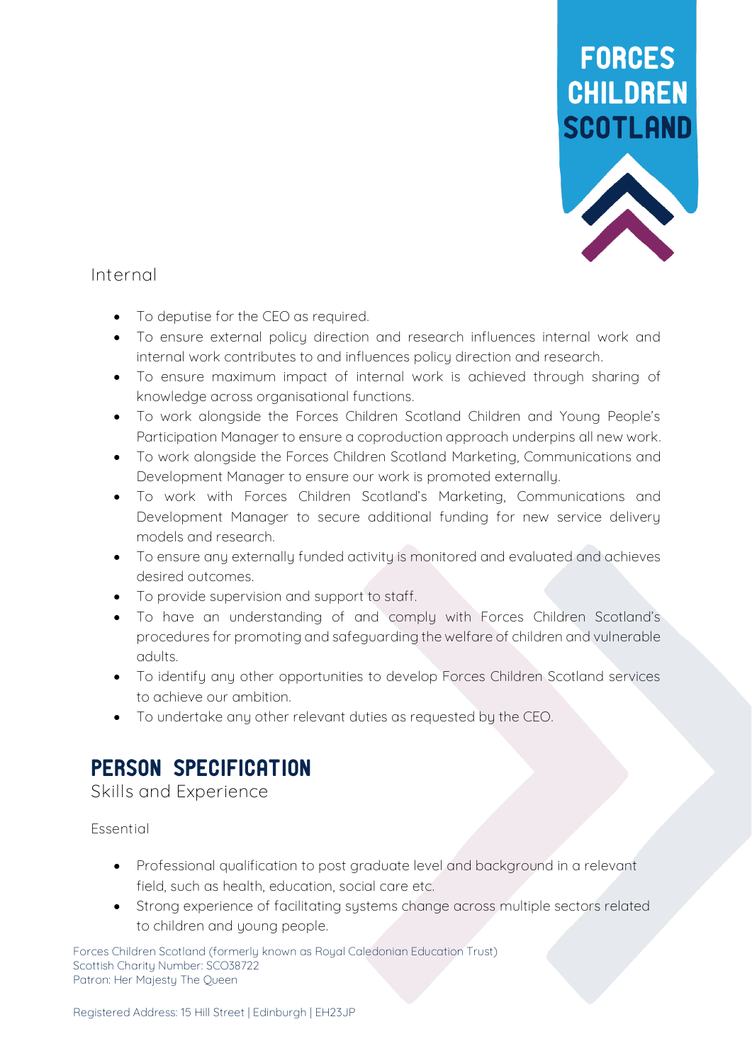### Internal

- To deputise for the CEO as required.
- To ensure external policy direction and research influences internal work and internal work contributes to and influences policy direction and research.
- To ensure maximum impact of internal work is achieved through sharing of knowledge across organisational functions.
- To work alongside the Forces Children Scotland Children and Young People's Participation Manager to ensure a coproduction approach underpins all new work.
- To work alongside the Forces Children Scotland Marketing, Communications and Development Manager to ensure our work is promoted externally.
- To work with Forces Children Scotland's Marketing, Communications and Development Manager to secure additional funding for new service delivery models and research.
- To ensure any externally funded activity is monitored and evaluated and achieves desired outcomes.
- To provide supervision and support to staff.
- To have an understanding of and comply with Forces Children Scotland's procedures for promoting and safeguarding the welfare of children and vulnerable adults.
- To identify any other opportunities to develop Forces Children Scotland services to achieve our ambition.
- To undertake any other relevant duties as requested by the CEO.

## PERSON SPECIFICATION

### Skills and Experience

Essential

- Professional qualification to post graduate level and background in a relevant field, such as health, education, social care etc.
- Strong experience of facilitating systems change across multiple sectors related to children and young people.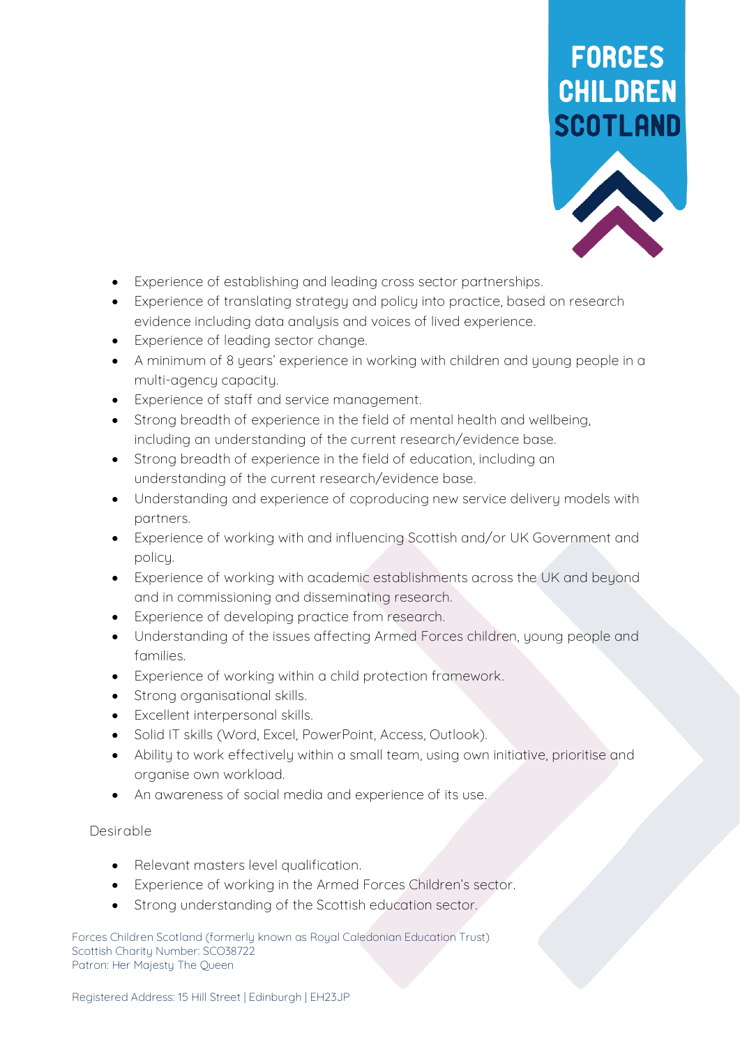- Experience of establishing and leading cross sector partnerships.
- Experience of translating strategy and policy into practice, based on research evidence including data analysis and voices of lived experience.
- Experience of leading sector change.
- A minimum of 8 years' experience in working with children and young people in a multi-agency capacity.
- Experience of staff and service management.
- Strong breadth of experience in the field of mental health and wellbeing, including an understanding of the current research/evidence base.
- Strong breadth of experience in the field of education, including an understanding of the current research/evidence base.
- Understanding and experience of coproducing new service delivery models with partners.
- Experience of working with and influencing Scottish and/or UK Government and policy.
- Experience of working with academic establishments across the UK and beyond and in commissioning and disseminating research.
- Experience of developing practice from research.
- Understanding of the issues affecting Armed Forces children, young people and families.
- Experience of working within a child protection framework.
- Strong organisational skills.
- Excellent interpersonal skills.
- Solid IT skills (Word, Excel, PowerPoint, Access, Outlook).
- Ability to work effectively within a small team, using own initiative, prioritise and organise own workload.
- An awareness of social media and experience of its use.

Desirable

- Relevant masters level qualification.
- Experience of working in the Armed Forces Children's sector.
- Strong understanding of the Scottish education sector.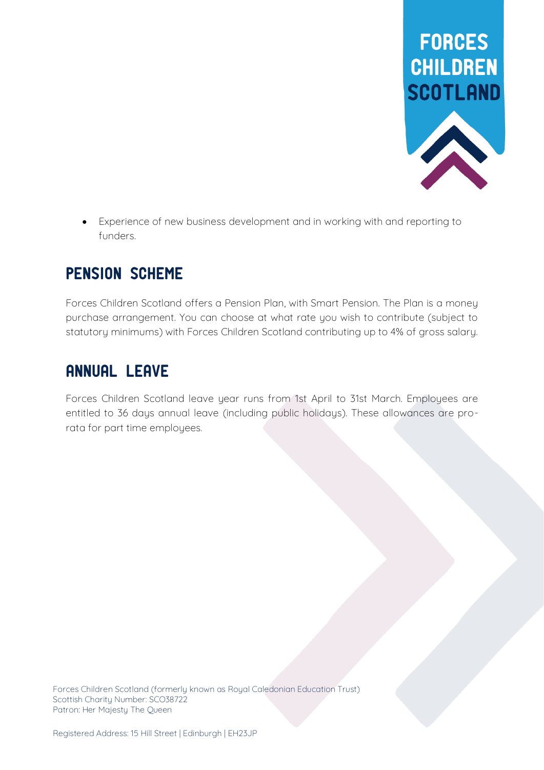- Experience of new business development and in working with and reporting to funders.

## PENSION SCHEME

Forces Children Scotland offers a Pension Plan, with Smart Pension. The Plan is a money purchase arrangement. You can choose at what rate you wish to contribute (subject to statutory minimums) with Forces Children Scotland contributing up to 4% of gross salary.

## ANNUAL LEAVE

Forces Children Scotland leave year runs from 1st April to 31st March. Employees are entitled to 36 days annual leave (including public holidays). These allowances are pro-rata for part time employees.